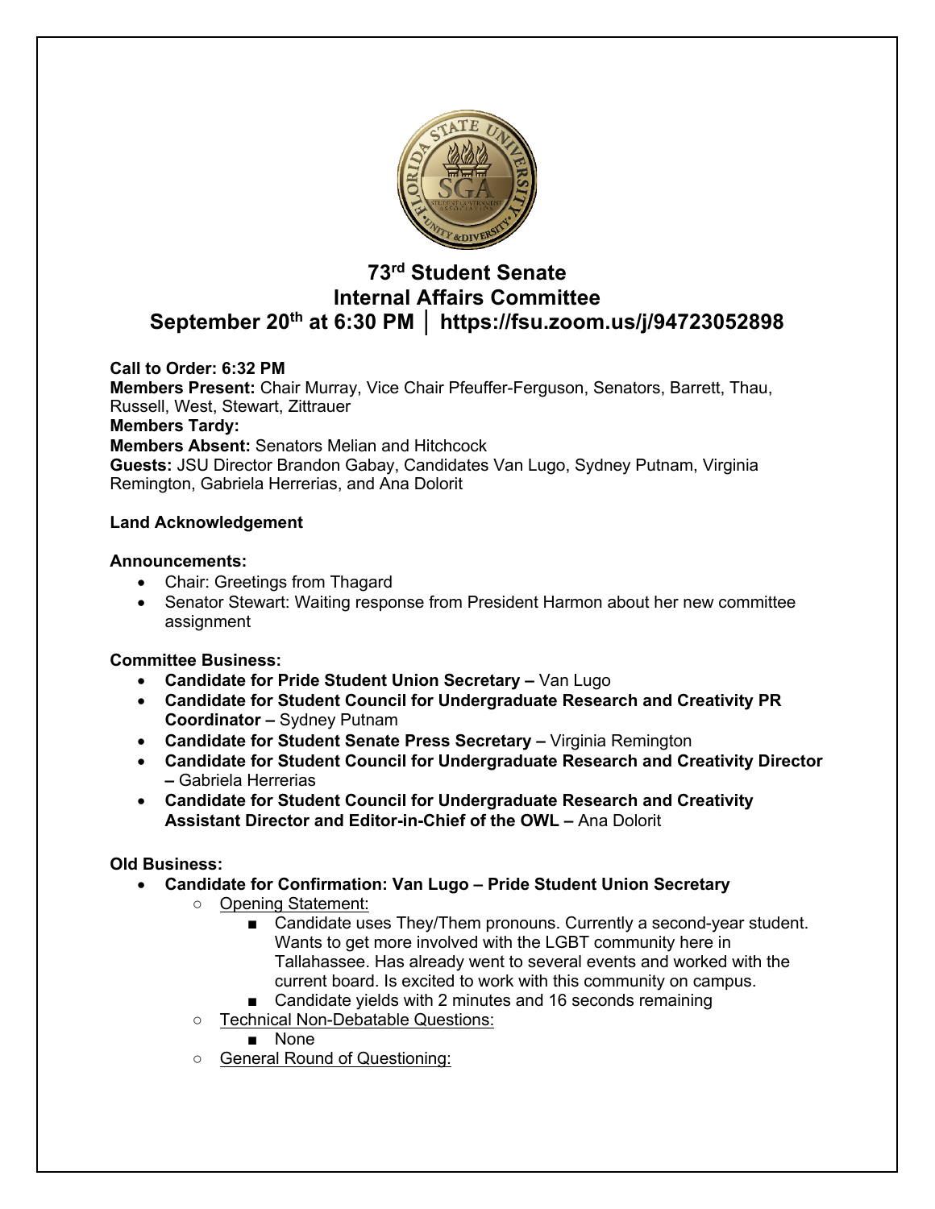# 73rd Student Senate
# Internal Affairs Committee
## September 20th at 6:30 PM │ https://fsu.zoom.us/j/94723052898

**Call to Order: 6:32 PM**
**Members Present:** Chair Murray, Vice Chair Pfeuffer-Ferguson, Senators, Barrett, Thau, Russell, West, Stewart, Zittrauer
**Members Tardy:**
**Members Absent:** Senators Melian and Hitchcock
**Guests:** JSU Director Brandon Gabay, Candidates Van Lugo, Sydney Putnam, Virginia Remington, Gabriela Herrerias, and Ana Dolorit

**Land Acknowledgement**

**Announcements:**

- Chair: Greetings from Thagard
- Senator Stewart: Waiting response from President Harmon about her new committee assignment

**Committee Business:**

- **Candidate for Pride Student Union Secretary –** Van Lugo
- **Candidate for Student Council for Undergraduate Research and Creativity PR Coordinator –** Sydney Putnam
- **Candidate for Student Senate Press Secretary –** Virginia Remington
- **Candidate for Student Council for Undergraduate Research and Creativity Director –** Gabriela Herrerias
- **Candidate for Student Council for Undergraduate Research and Creativity Assistant Director and Editor-in-Chief of the OWL –** Ana Dolorit

**Old Business:**

- **Candidate for Confirmation: Van Lugo – Pride Student Union Secretary**
  - Opening Statement:
    - Candidate uses They/Them pronouns. Currently a second-year student. Wants to get more involved with the LGBT community here in Tallahassee. Has already went to several events and worked with the current board. Is excited to work with this community on campus.
    - Candidate yields with 2 minutes and 16 seconds remaining
  - Technical Non-Debatable Questions:
    - None
  - General Round of Questioning: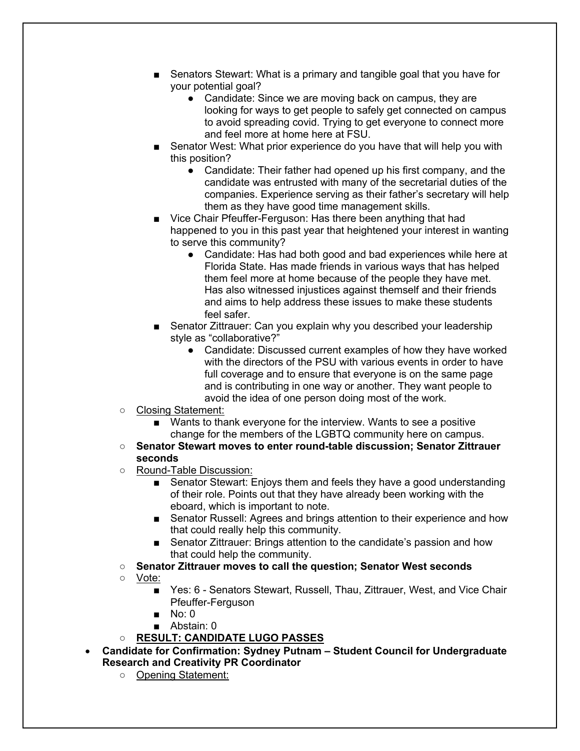- Senators Stewart: What is a primary and tangible goal that you have for your potential goal?
                - Candidate: Since we are moving back on campus, they are looking for ways to get people to safely get connected on campus to avoid spreading covid. Trying to get everyone to connect more and feel more at home here at FSU.
            - Senator West: What prior experience do you have that will help you with this position?
                - Candidate: Their father had opened up his first company, and the candidate was entrusted with many of the secretarial duties of the companies. Experience serving as their father's secretary will help them as they have good time management skills.
            - Vice Chair Pfeuffer-Ferguson: Has there been anything that had happened to you in this past year that heightened your interest in wanting to serve this community?
                - Candidate: Has had both good and bad experiences while here at Florida State. Has made friends in various ways that has helped them feel more at home because of the people they have met. Has also witnessed injustices against themself and their friends and aims to help address these issues to make these students feel safer.
            - Senator Zittrauer: Can you explain why you described your leadership style as "collaborative?"
                - Candidate: Discussed current examples of how they have worked with the directors of the PSU with various events in order to have full coverage and to ensure that everyone is on the same page and is contributing in one way or another. They want people to avoid the idea of one person doing most of the work.
    - <u>Closing Statement:</u>
        - Wants to thank everyone for the interview. Wants to see a positive change for the members of the LGBTQ community here on campus.
    - **Senator Stewart moves to enter round-table discussion; Senator Zittrauer seconds**
    - <u>Round-Table Discussion:</u>
        - Senator Stewart: Enjoys them and feels they have a good understanding of their role. Points out that they have already been working with the eboard, which is important to note.
        - Senator Russell: Agrees and brings attention to their experience and how that could really help this community.
        - Senator Zittrauer: Brings attention to the candidate's passion and how that could help the community.
    - **Senator Zittrauer moves to call the question; Senator West seconds**
    - <u>Vote:</u>
        - Yes: 6 - Senators Stewart, Russell, Thau, Zittrauer, West, and Vice Chair Pfeuffer-Ferguson
        - No: 0
        - Abstain: 0
    - **<u>RESULT: CANDIDATE LUGO PASSES</u>**
- **Candidate for Confirmation: Sydney Putnam – Student Council for Undergraduate Research and Creativity PR Coordinator**
    - <u>Opening Statement:</u>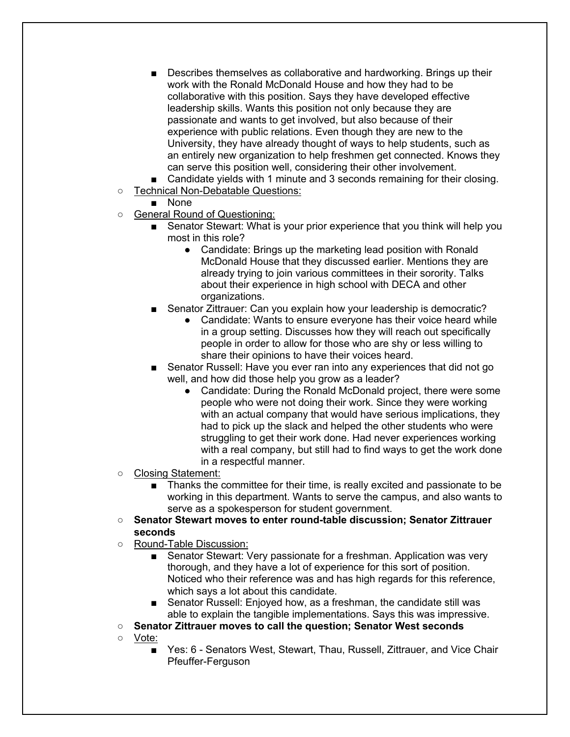- Describes themselves as collaborative and hardworking. Brings up their work with the Ronald McDonald House and how they had to be collaborative with this position. Says they have developed effective leadership skills. Wants this position not only because they are passionate and wants to get involved, but also because of their experience with public relations. Even though they are new to the University, they have already thought of ways to help students, such as an entirely new organization to help freshmen get connected. Knows they can serve this position well, considering their other involvement.
        - Candidate yields with 1 minute and 3 seconds remaining for their closing.
    - <u>Technical Non-Debatable Questions:</u>
        - None
    - <u>General Round of Questioning:</u>
        - Senator Stewart: What is your prior experience that you think will help you most in this role?
            - Candidate: Brings up the marketing lead position with Ronald McDonald House that they discussed earlier. Mentions they are already trying to join various committees in their sorority. Talks about their experience in high school with DECA and other organizations.
        - Senator Zittrauer: Can you explain how your leadership is democratic?
            - Candidate: Wants to ensure everyone has their voice heard while in a group setting. Discusses how they will reach out specifically people in order to allow for those who are shy or less willing to share their opinions to have their voices heard.
        - Senator Russell: Have you ever ran into any experiences that did not go well, and how did those help you grow as a leader?
            - Candidate: During the Ronald McDonald project, there were some people who were not doing their work. Since they were working with an actual company that would have serious implications, they had to pick up the slack and helped the other students who were struggling to get their work done. Had never experiences working with a real company, but still had to find ways to get the work done in a respectful manner.
    - <u>Closing Statement:</u>
        - Thanks the committee for their time, is really excited and passionate to be working in this department. Wants to serve the campus, and also wants to serve as a spokesperson for student government.
    - **Senator Stewart moves to enter round-table discussion; Senator Zittrauer seconds**
    - <u>Round-Table Discussion:</u>
        - Senator Stewart: Very passionate for a freshman. Application was very thorough, and they have a lot of experience for this sort of position. Noticed who their reference was and has high regards for this reference, which says a lot about this candidate.
        - Senator Russell: Enjoyed how, as a freshman, the candidate still was able to explain the tangible implementations. Says this was impressive.
    - **Senator Zittrauer moves to call the question; Senator West seconds**
    - <u>Vote:</u>
        - Yes: 6 - Senators West, Stewart, Thau, Russell, Zittrauer, and Vice Chair Pfeuffer-Ferguson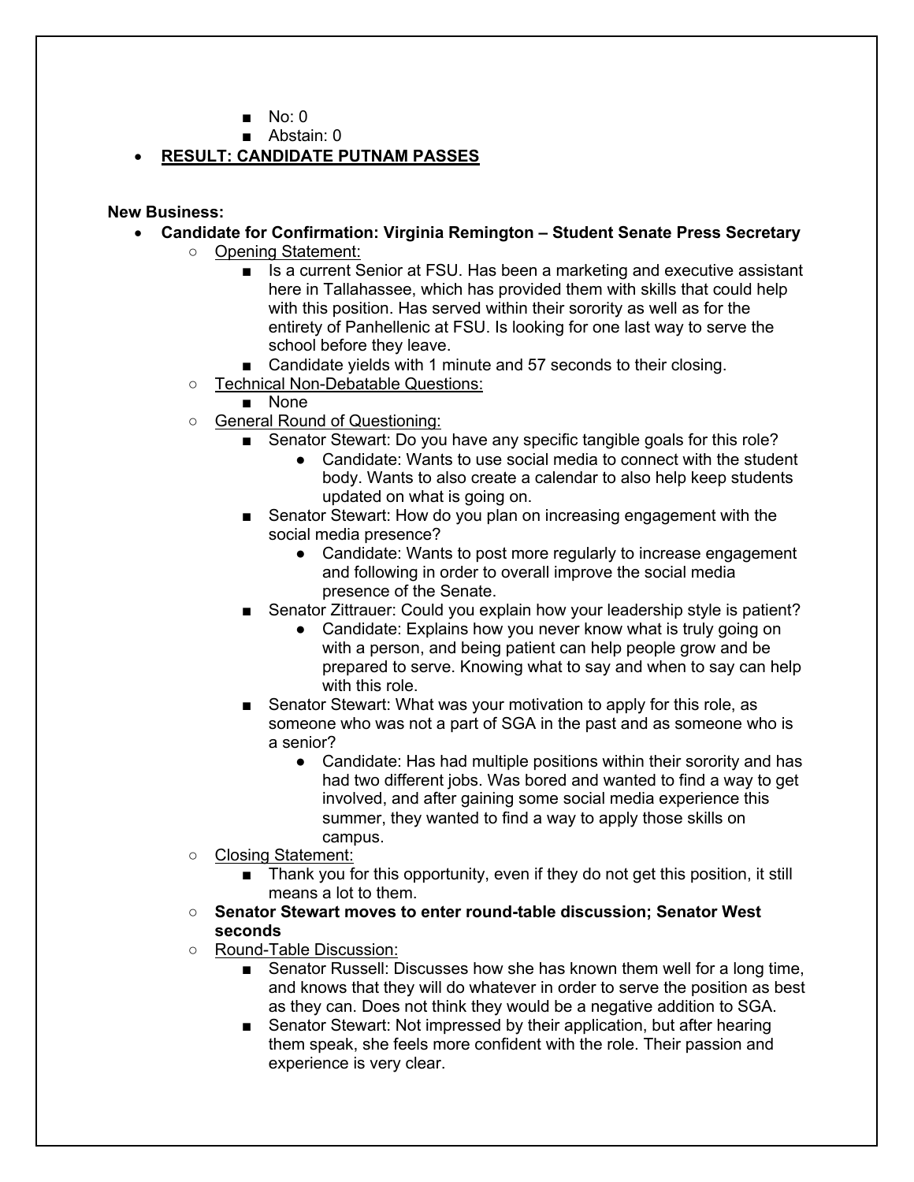- No: 0
- Abstain: 0

- **RESULT: CANDIDATE PUTNAM PASSES**

**New Business:**

- **Candidate for Confirmation: Virginia Remington – Student Senate Press Secretary**
  - Opening Statement:
    - Is a current Senior at FSU. Has been a marketing and executive assistant here in Tallahassee, which has provided them with skills that could help with this position. Has served within their sorority as well as for the entirety of Panhellenic at FSU. Is looking for one last way to serve the school before they leave.
    - Candidate yields with 1 minute and 57 seconds to their closing.
  - Technical Non-Debatable Questions:
    - None
  - General Round of Questioning:
    - Senator Stewart: Do you have any specific tangible goals for this role?
      - Candidate: Wants to use social media to connect with the student body. Wants to also create a calendar to also help keep students updated on what is going on.
    - Senator Stewart: How do you plan on increasing engagement with the social media presence?
      - Candidate: Wants to post more regularly to increase engagement and following in order to overall improve the social media presence of the Senate.
    - Senator Zittrauer: Could you explain how your leadership style is patient?
      - Candidate: Explains how you never know what is truly going on with a person, and being patient can help people grow and be prepared to serve. Knowing what to say and when to say can help with this role.
    - Senator Stewart: What was your motivation to apply for this role, as someone who was not a part of SGA in the past and as someone who is a senior?
      - Candidate: Has had multiple positions within their sorority and has had two different jobs. Was bored and wanted to find a way to get involved, and after gaining some social media experience this summer, they wanted to find a way to apply those skills on campus.
  - Closing Statement:
    - Thank you for this opportunity, even if they do not get this position, it still means a lot to them.
  - **Senator Stewart moves to enter round-table discussion; Senator West seconds**
  - Round-Table Discussion:
    - Senator Russell: Discusses how she has known them well for a long time, and knows that they will do whatever in order to serve the position as best as they can. Does not think they would be a negative addition to SGA.
    - Senator Stewart: Not impressed by their application, but after hearing them speak, she feels more confident with the role. Their passion and experience is very clear.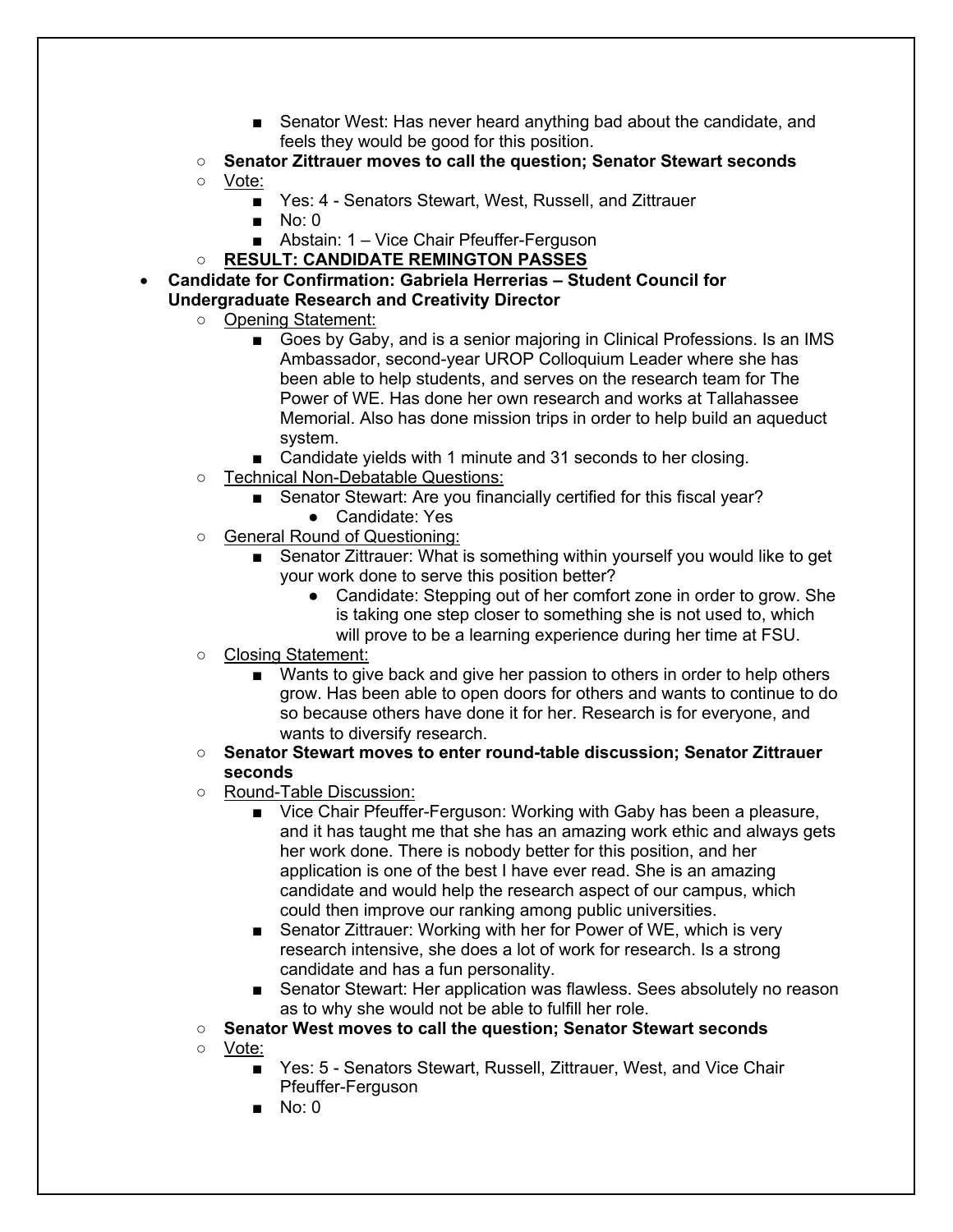- Senator West: Has never heard anything bad about the candidate, and feels they would be good for this position.
    - **Senator Zittrauer moves to call the question; Senator Stewart seconds**
    - Vote:
        - Yes: 4 - Senators Stewart, West, Russell, and Zittrauer
        - No: 0
        - Abstain: 1 – Vice Chair Pfeuffer-Ferguson
    - **RESULT: CANDIDATE REMINGTON PASSES**
- **Candidate for Confirmation: Gabriela Herrerias – Student Council for Undergraduate Research and Creativity Director**
    - Opening Statement:
        - Goes by Gaby, and is a senior majoring in Clinical Professions. Is an IMS Ambassador, second-year UROP Colloquium Leader where she has been able to help students, and serves on the research team for The Power of WE. Has done her own research and works at Tallahassee Memorial. Also has done mission trips in order to help build an aqueduct system.
        - Candidate yields with 1 minute and 31 seconds to her closing.
    - Technical Non-Debatable Questions:
        - Senator Stewart: Are you financially certified for this fiscal year?
            - Candidate: Yes
    - General Round of Questioning:
        - Senator Zittrauer: What is something within yourself you would like to get your work done to serve this position better?
            - Candidate: Stepping out of her comfort zone in order to grow. She is taking one step closer to something she is not used to, which will prove to be a learning experience during her time at FSU.
    - Closing Statement:
        - Wants to give back and give her passion to others in order to help others grow. Has been able to open doors for others and wants to continue to do so because others have done it for her. Research is for everyone, and wants to diversify research.
    - **Senator Stewart moves to enter round-table discussion; Senator Zittrauer seconds**
    - Round-Table Discussion:
        - Vice Chair Pfeuffer-Ferguson: Working with Gaby has been a pleasure, and it has taught me that she has an amazing work ethic and always gets her work done. There is nobody better for this position, and her application is one of the best I have ever read. She is an amazing candidate and would help the research aspect of our campus, which could then improve our ranking among public universities.
        - Senator Zittrauer: Working with her for Power of WE, which is very research intensive, she does a lot of work for research. Is a strong candidate and has a fun personality.
        - Senator Stewart: Her application was flawless. Sees absolutely no reason as to why she would not be able to fulfill her role.
    - **Senator West moves to call the question; Senator Stewart seconds**
    - Vote:
        - Yes: 5 - Senators Stewart, Russell, Zittrauer, West, and Vice Chair Pfeuffer-Ferguson
        - No: 0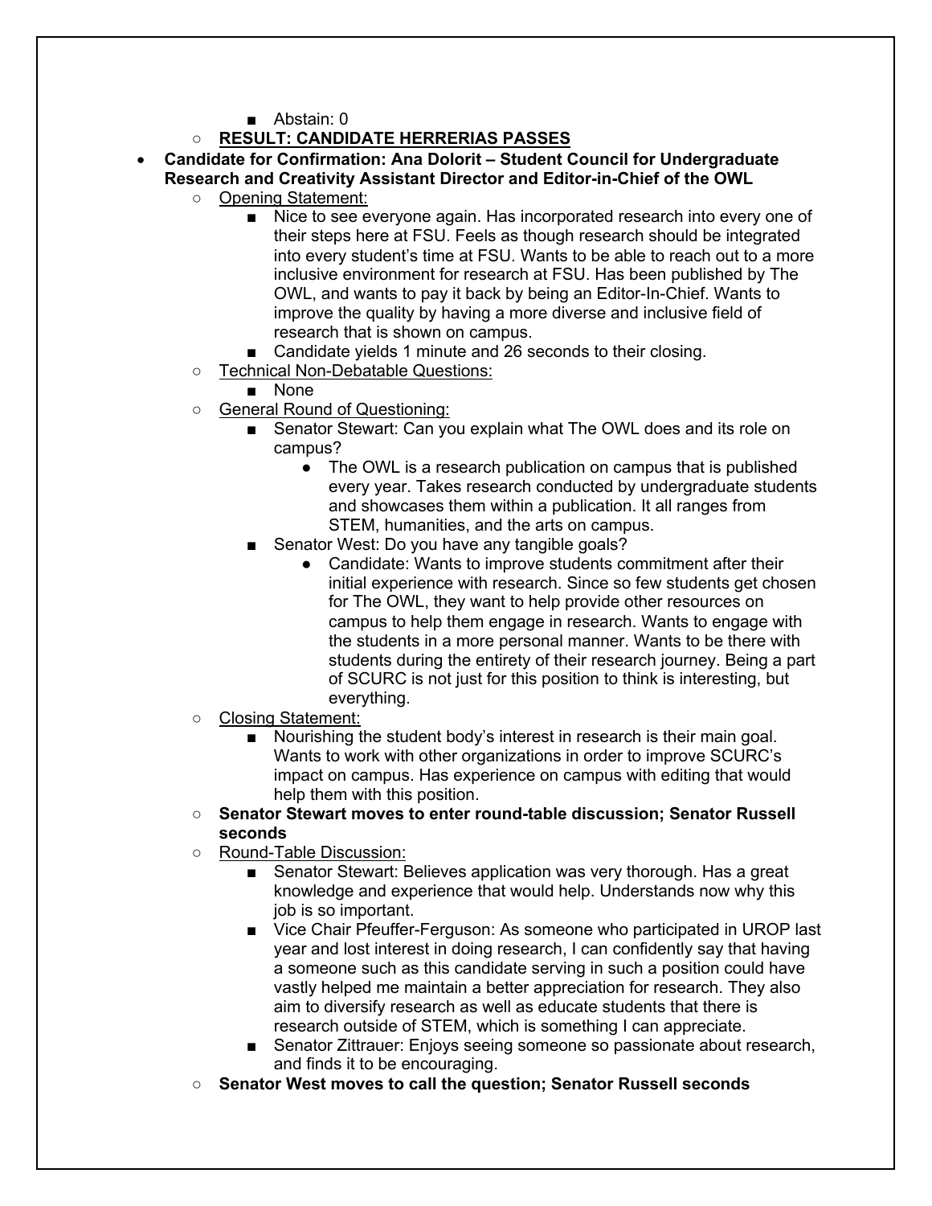- Abstain: 0
    - **RESULT: CANDIDATE HERRERIAS PASSES**
- **Candidate for Confirmation: Ana Dolorit – Student Council for Undergraduate Research and Creativity Assistant Director and Editor-in-Chief of the OWL**
    - Opening Statement:
        - Nice to see everyone again. Has incorporated research into every one of their steps here at FSU. Feels as though research should be integrated into every student's time at FSU. Wants to be able to reach out to a more inclusive environment for research at FSU. Has been published by The OWL, and wants to pay it back by being an Editor-In-Chief. Wants to improve the quality by having a more diverse and inclusive field of research that is shown on campus.
        - Candidate yields 1 minute and 26 seconds to their closing.
    - Technical Non-Debatable Questions:
        - None
    - General Round of Questioning:
        - Senator Stewart: Can you explain what The OWL does and its role on campus?
            - The OWL is a research publication on campus that is published every year. Takes research conducted by undergraduate students and showcases them within a publication. It all ranges from STEM, humanities, and the arts on campus.
        - Senator West: Do you have any tangible goals?
            - Candidate: Wants to improve students commitment after their initial experience with research. Since so few students get chosen for The OWL, they want to help provide other resources on campus to help them engage in research. Wants to engage with the students in a more personal manner. Wants to be there with students during the entirety of their research journey. Being a part of SCURC is not just for this position to think is interesting, but everything.
    - Closing Statement:
        - Nourishing the student body's interest in research is their main goal. Wants to work with other organizations in order to improve SCURC's impact on campus. Has experience on campus with editing that would help them with this position.
    - **Senator Stewart moves to enter round-table discussion; Senator Russell seconds**
    - Round-Table Discussion:
        - Senator Stewart: Believes application was very thorough. Has a great knowledge and experience that would help. Understands now why this job is so important.
        - Vice Chair Pfeuffer-Ferguson: As someone who participated in UROP last year and lost interest in doing research, I can confidently say that having a someone such as this candidate serving in such a position could have vastly helped me maintain a better appreciation for research. They also aim to diversify research as well as educate students that there is research outside of STEM, which is something I can appreciate.
        - Senator Zittrauer: Enjoys seeing someone so passionate about research, and finds it to be encouraging.
    - **Senator West moves to call the question; Senator Russell seconds**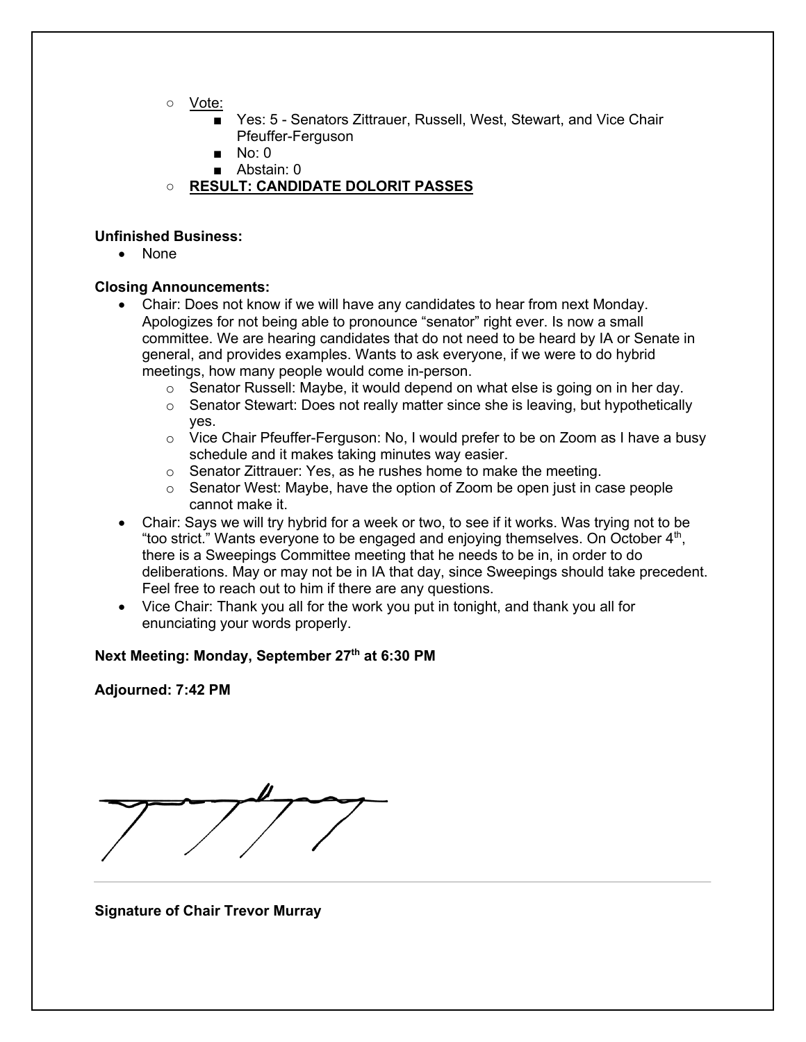- Vote:
    - Yes: 5 - Senators Zittrauer, Russell, West, Stewart, and Vice Chair Pfeuffer-Ferguson
    - No: 0
    - Abstain: 0
- **RESULT: CANDIDATE DOLORIT PASSES**

**Unfinished Business:**

- None

**Closing Announcements:**

- Chair: Does not know if we will have any candidates to hear from next Monday. Apologizes for not being able to pronounce "senator" right ever. Is now a small committee. We are hearing candidates that do not need to be heard by IA or Senate in general, and provides examples. Wants to ask everyone, if we were to do hybrid meetings, how many people would come in-person.
    - Senator Russell: Maybe, it would depend on what else is going on in her day.
    - Senator Stewart: Does not really matter since she is leaving, but hypothetically yes.
    - Vice Chair Pfeuffer-Ferguson: No, I would prefer to be on Zoom as I have a busy schedule and it makes taking minutes way easier.
    - Senator Zittrauer: Yes, as he rushes home to make the meeting.
    - Senator West: Maybe, have the option of Zoom be open just in case people cannot make it.
- Chair: Says we will try hybrid for a week or two, to see if it works. Was trying not to be "too strict." Wants everyone to be engaged and enjoying themselves. On October 4th, there is a Sweepings Committee meeting that he needs to be in, in order to do deliberations. May or may not be in IA that day, since Sweepings should take precedent. Feel free to reach out to him if there are any questions.
- Vice Chair: Thank you all for the work you put in tonight, and thank you all for enunciating your words properly.

**Next Meeting: Monday, September 27th at 6:30 PM**

**Adjourned: 7:42 PM**

**Signature of Chair Trevor Murray**